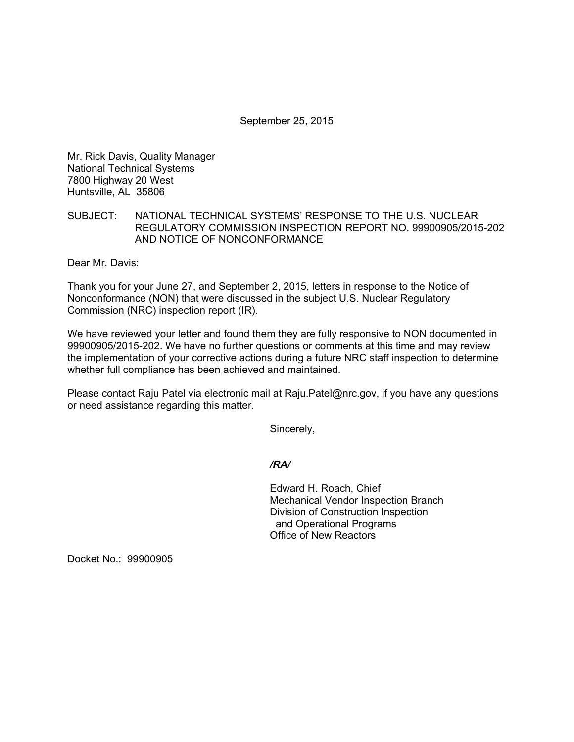September 25, 2015

Mr. Rick Davis, Quality Manager
National Technical Systems
7800 Highway 20 West
Huntsville, AL 35806

SUBJECT: NATIONAL TECHNICAL SYSTEMS' RESPONSE TO THE U.S. NUCLEAR REGULATORY COMMISSION INSPECTION REPORT NO. 99900905/2015-202 AND NOTICE OF NONCONFORMANCE

Dear Mr. Davis:

Thank you for your June 27, and September 2, 2015, letters in response to the Notice of Nonconformance (NON) that were discussed in the subject U.S. Nuclear Regulatory Commission (NRC) inspection report (IR).

We have reviewed your letter and found them they are fully responsive to NON documented in 99900905/2015-202. We have no further questions or comments at this time and may review the implementation of your corrective actions during a future NRC staff inspection to determine whether full compliance has been achieved and maintained.

Please contact Raju Patel via electronic mail at Raju.Patel@nrc.gov, if you have any questions or need assistance regarding this matter.

Sincerely,

*/RA/*

Edward H. Roach, Chief
Mechanical Vendor Inspection Branch
Division of Construction Inspection
and Operational Programs
Office of New Reactors

Docket No.: 99900905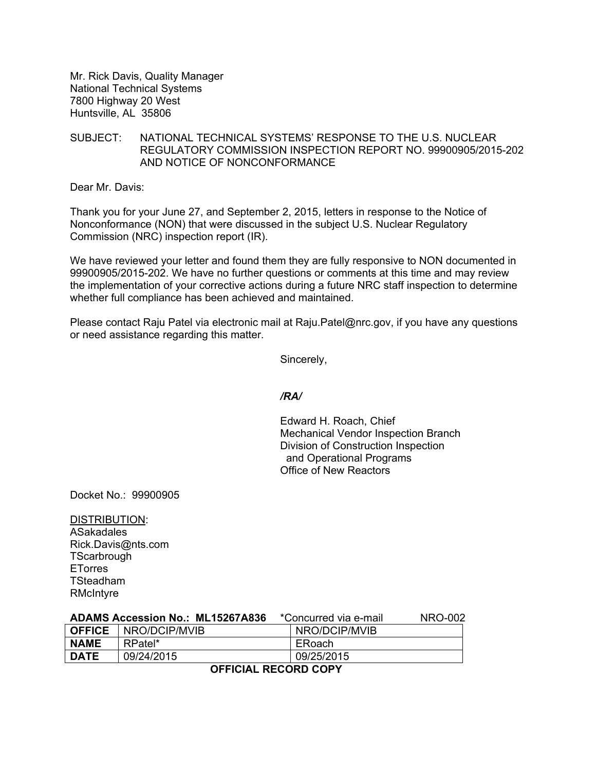Mr. Rick Davis, Quality Manager
National Technical Systems
7800 Highway 20 West
Huntsville, AL 35806

SUBJECT: NATIONAL TECHNICAL SYSTEMS' RESPONSE TO THE U.S. NUCLEAR REGULATORY COMMISSION INSPECTION REPORT NO. 99900905/2015-202 AND NOTICE OF NONCONFORMANCE

Dear Mr. Davis:

Thank you for your June 27, and September 2, 2015, letters in response to the Notice of Nonconformance (NON) that were discussed in the subject U.S. Nuclear Regulatory Commission (NRC) inspection report (IR).

We have reviewed your letter and found them they are fully responsive to NON documented in 99900905/2015-202. We have no further questions or comments at this time and may review the implementation of your corrective actions during a future NRC staff inspection to determine whether full compliance has been achieved and maintained.

Please contact Raju Patel via electronic mail at Raju.Patel@nrc.gov, if you have any questions or need assistance regarding this matter.

Sincerely,

*/RA/*

Edward H. Roach, Chief
Mechanical Vendor Inspection Branch
Division of Construction Inspection
and Operational Programs
Office of New Reactors

Docket No.: 99900905

DISTRIBUTION:
ASakadales
Rick.Davis@nts.com
TScarbrough
ETorres
TSteadham
RMcIntyre

**ADAMS Accession No.: ML15267A836** *Concurred via e-mail NRO-002

| | | |
|---|---|---|
| **OFFICE** | NRO/DCIP/MVIB | NRO/DCIP/MVIB |
| **NAME** | RPatel* | ERoach |
| **DATE** | 09/24/2015 | 09/25/2015 |

**OFFICIAL RECORD COPY**